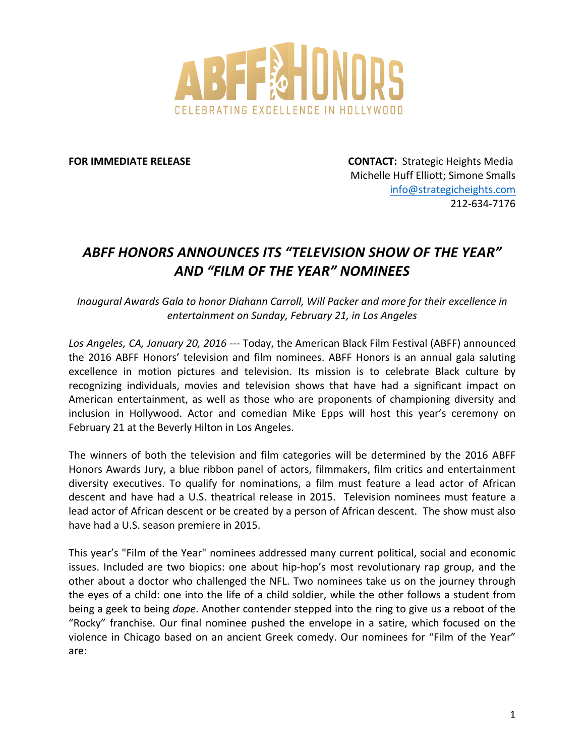ABFF HONORS

CELEBRATING EXCELLENCE IN HOLLYWOOD

**FOR IMMEDIATE RELEASE**

**CONTACT:** Strategic Heights Media
Michelle Huff Elliott; Simone Smalls
info@strategicheights.com
212-634-7176

# *ABFF HONORS ANNOUNCES ITS "TELEVISION SHOW OF THE YEAR" AND "FILM OF THE YEAR" NOMINEES*

*Inaugural Awards Gala to honor Diahann Carroll, Will Packer and more for their excellence in entertainment on Sunday, February 21, in Los Angeles*

*Los Angeles, CA, January 20, 2016* --- Today, the American Black Film Festival (ABFF) announced the 2016 ABFF Honors' television and film nominees. ABFF Honors is an annual gala saluting excellence in motion pictures and television. Its mission is to celebrate Black culture by recognizing individuals, movies and television shows that have had a significant impact on American entertainment, as well as those who are proponents of championing diversity and inclusion in Hollywood. Actor and comedian Mike Epps will host this year's ceremony on February 21 at the Beverly Hilton in Los Angeles.

The winners of both the television and film categories will be determined by the 2016 ABFF Honors Awards Jury, a blue ribbon panel of actors, filmmakers, film critics and entertainment diversity executives. To qualify for nominations, a film must feature a lead actor of African descent and have had a U.S. theatrical release in 2015. Television nominees must feature a lead actor of African descent or be created by a person of African descent. The show must also have had a U.S. season premiere in 2015.

This year's "Film of the Year" nominees addressed many current political, social and economic issues. Included are two biopics: one about hip-hop's most revolutionary rap group, and the other about a doctor who challenged the NFL. Two nominees take us on the journey through the eyes of a child: one into the life of a child soldier, while the other follows a student from being a geek to being *dope*. Another contender stepped into the ring to give us a reboot of the "Rocky" franchise. Our final nominee pushed the envelope in a satire, which focused on the violence in Chicago based on an ancient Greek comedy. Our nominees for "Film of the Year" are: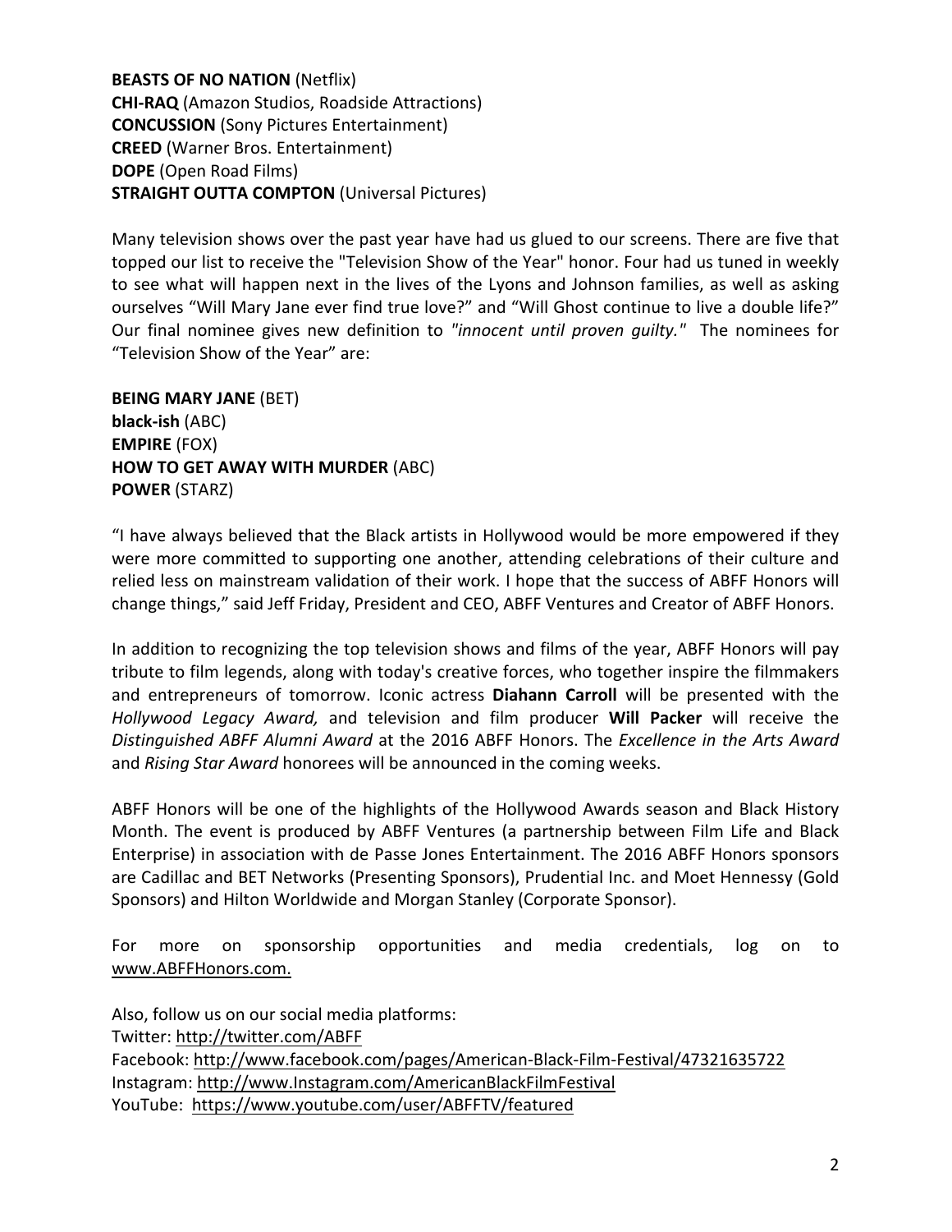**BEASTS OF NO NATION** (Netflix)
**CHI-RAQ** (Amazon Studios, Roadside Attractions)
**CONCUSSION** (Sony Pictures Entertainment)
**CREED** (Warner Bros. Entertainment)
**DOPE** (Open Road Films)
**STRAIGHT OUTTA COMPTON** (Universal Pictures)

Many television shows over the past year have had us glued to our screens. There are five that topped our list to receive the "Television Show of the Year" honor. Four had us tuned in weekly to see what will happen next in the lives of the Lyons and Johnson families, as well as asking ourselves “Will Mary Jane ever find true love?” and “Will Ghost continue to live a double life?” Our final nominee gives new definition to *"innocent until proven guilty."* The nominees for “Television Show of the Year” are:

**BEING MARY JANE** (BET)
**black-ish** (ABC)
**EMPIRE** (FOX)
**HOW TO GET AWAY WITH MURDER** (ABC)
**POWER** (STARZ)

“I have always believed that the Black artists in Hollywood would be more empowered if they were more committed to supporting one another, attending celebrations of their culture and relied less on mainstream validation of their work. I hope that the success of ABFF Honors will change things,” said Jeff Friday, President and CEO, ABFF Ventures and Creator of ABFF Honors.

In addition to recognizing the top television shows and films of the year, ABFF Honors will pay tribute to film legends, along with today's creative forces, who together inspire the filmmakers and entrepreneurs of tomorrow. Iconic actress **Diahann Carroll** will be presented with the *Hollywood Legacy Award,* and television and film producer **Will Packer** will receive the *Distinguished ABFF Alumni Award* at the 2016 ABFF Honors. The *Excellence in the Arts Award* and *Rising Star Award* honorees will be announced in the coming weeks.

ABFF Honors will be one of the highlights of the Hollywood Awards season and Black History Month. The event is produced by ABFF Ventures (a partnership between Film Life and Black Enterprise) in association with de Passe Jones Entertainment. The 2016 ABFF Honors sponsors are Cadillac and BET Networks (Presenting Sponsors), Prudential Inc. and Moet Hennessy (Gold Sponsors) and Hilton Worldwide and Morgan Stanley (Corporate Sponsor).

For more on sponsorship opportunities and media credentials, log on to www.ABFFHonors.com.

Also, follow us on our social media platforms:
Twitter: http://twitter.com/ABFF
Facebook: http://www.facebook.com/pages/American-Black-Film-Festival/47321635722
Instagram: http://www.Instagram.com/AmericanBlackFilmFestival
YouTube: https://www.youtube.com/user/ABFFTV/featured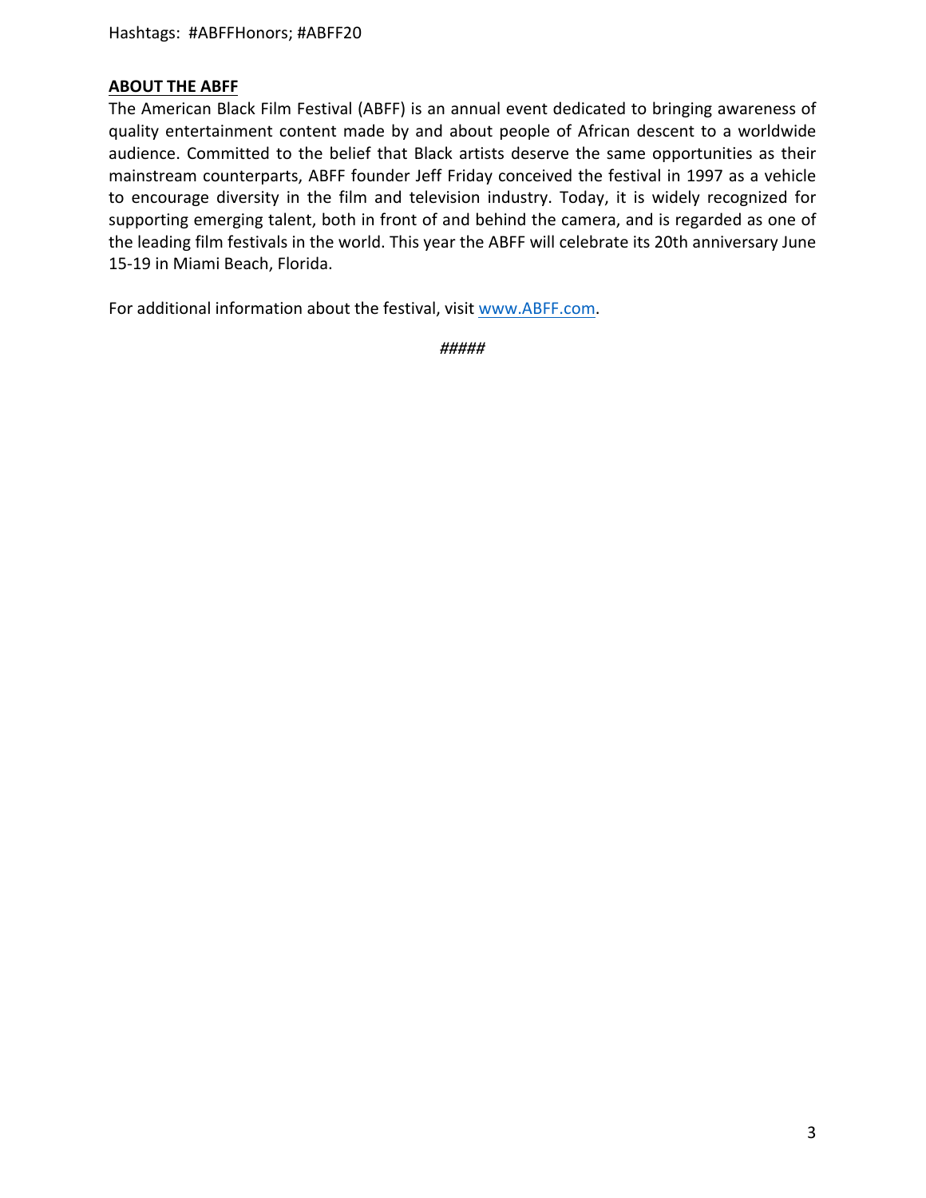Hashtags: #ABFFHonors; #ABFF20

## ABOUT THE ABFF

The American Black Film Festival (ABFF) is an annual event dedicated to bringing awareness of quality entertainment content made by and about people of African descent to a worldwide audience. Committed to the belief that Black artists deserve the same opportunities as their mainstream counterparts, ABFF founder Jeff Friday conceived the festival in 1997 as a vehicle to encourage diversity in the film and television industry. Today, it is widely recognized for supporting emerging talent, both in front of and behind the camera, and is regarded as one of the leading film festivals in the world. This year the ABFF will celebrate its 20th anniversary June 15-19 in Miami Beach, Florida.

For additional information about the festival, visit [www.ABFF.com](http://www.ABFF.com).

#####